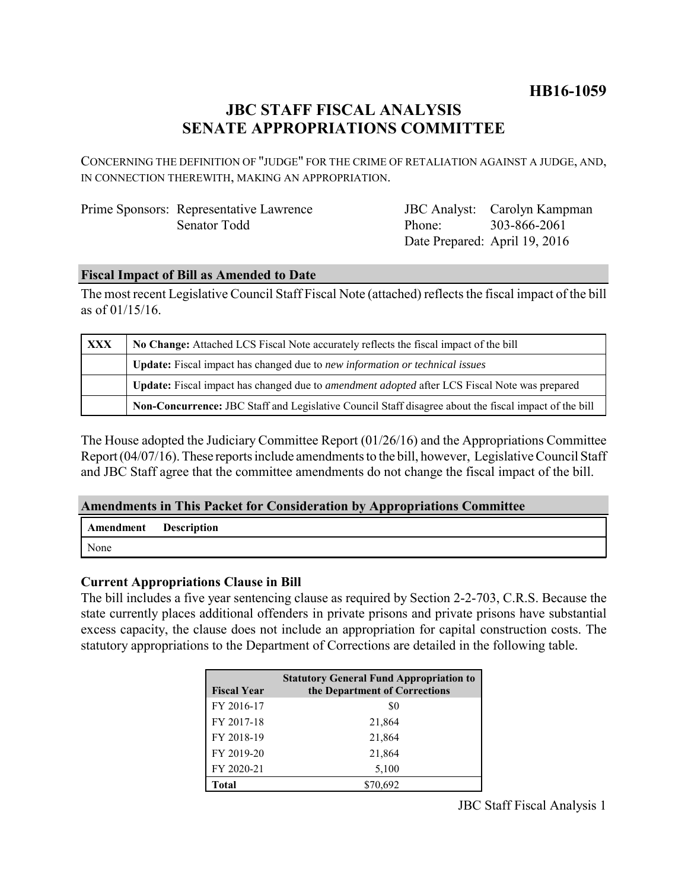**HB16-1059**

# JBC STAFF FISCAL ANALYSIS
# SENATE APPROPRIATIONS COMMITTEE

CONCERNING THE DEFINITION OF "JUDGE" FOR THE CRIME OF RETALIATION AGAINST A JUDGE, AND, IN CONNECTION THEREWITH, MAKING AN APPROPRIATION.

| | | | |
|---|---|---|---|
| Prime Sponsors: | Representative Lawrence | JBC Analyst: | Carolyn Kampman |
| | Senator Todd | Phone: | 303-866-2061 |
| | | Date Prepared: | April 19, 2016 |

## Fiscal Impact of Bill as Amended to Date

The most recent Legislative Council Staff Fiscal Note (attached) reflects the fiscal impact of the bill as of 01/15/16.

| | |
|---|---|
| XXX | **No Change:** Attached LCS Fiscal Note accurately reflects the fiscal impact of the bill |
| | **Update:** Fiscal impact has changed due to *new information or technical issues* |
| | **Update:** Fiscal impact has changed due to *amendment adopted* after LCS Fiscal Note was prepared |
| | **Non-Concurrence:** JBC Staff and Legislative Council Staff disagree about the fiscal impact of the bill |

The House adopted the Judiciary Committee Report (01/26/16) and the Appropriations Committee Report (04/07/16). These reports include amendments to the bill, however, Legislative Council Staff and JBC Staff agree that the committee amendments do not change the fiscal impact of the bill.

## Amendments in This Packet for Consideration by Appropriations Committee

| Amendment | Description |
|---|---|
| None | |

### Current Appropriations Clause in Bill

The bill includes a five year sentencing clause as required by Section 2-2-703, C.R.S. Because the state currently places additional offenders in private prisons and private prisons have substantial excess capacity, the clause does not include an appropriation for capital construction costs. The statutory appropriations to the Department of Corrections are detailed in the following table.

| Fiscal Year | Statutory General Fund Appropriation to the Department of Corrections |
|---|---|
| FY 2016-17 | $0 |
| FY 2017-18 | 21,864 |
| FY 2018-19 | 21,864 |
| FY 2019-20 | 21,864 |
| FY 2020-21 | 5,100 |
| **Total** | $70,692 |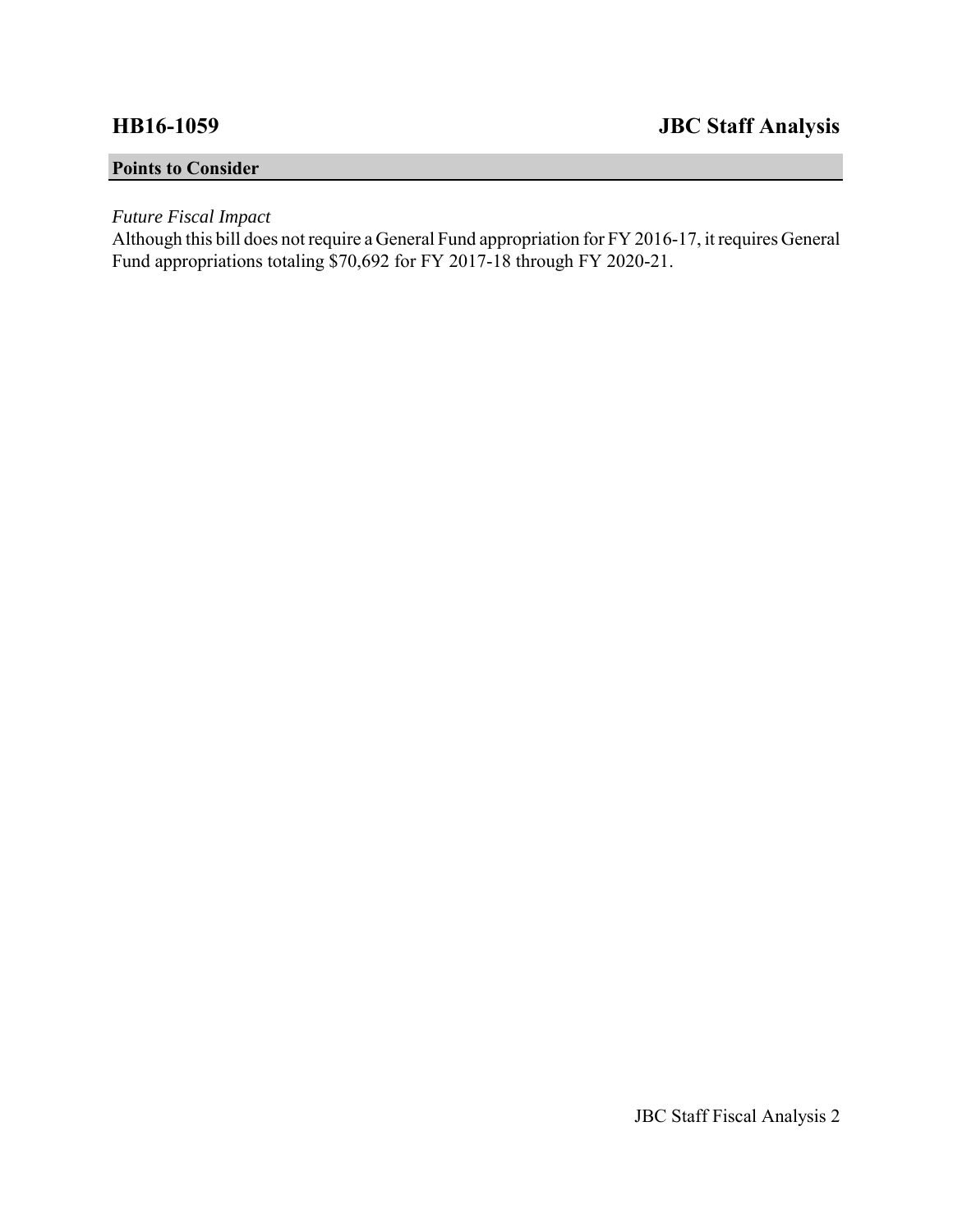## Points to Consider

*Future Fiscal Impact*

Although this bill does not require a General Fund appropriation for FY 2016-17, it requires General Fund appropriations totaling $70,692 for FY 2017-18 through FY 2020-21.